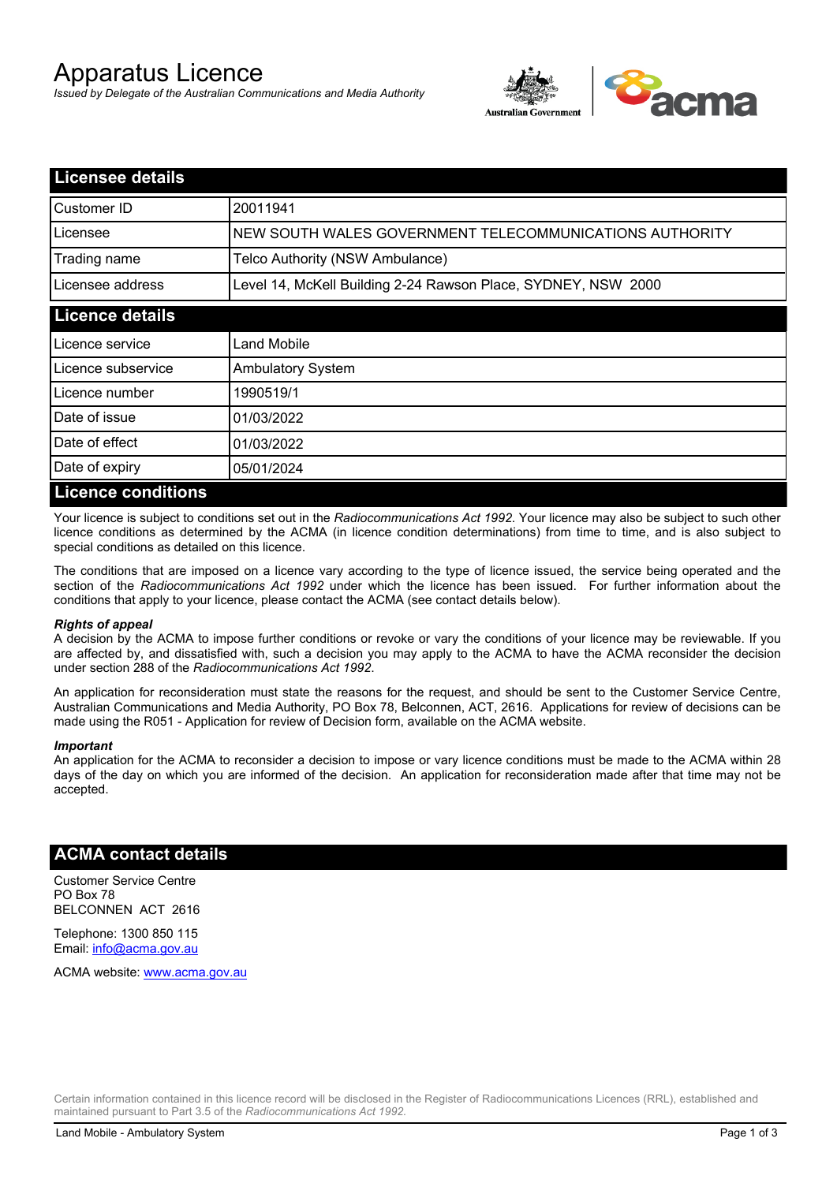# Apparatus Licence

*Issued by Delegate of the Australian Communications and Media Authority*

## Licensee details

| | |
|---|---|
| Customer ID | 20011941 |
| Licensee | NEW SOUTH WALES GOVERNMENT TELECOMMUNICATIONS AUTHORITY |
| Trading name | Telco Authority (NSW Ambulance) |
| Licensee address | Level 14, McKell Building 2-24 Rawson Place, SYDNEY, NSW 2000 |

## Licence details

| | |
|---|---|
| Licence service | Land Mobile |
| Licence subservice | Ambulatory System |
| Licence number | 1990519/1 |
| Date of issue | 01/03/2022 |
| Date of effect | 01/03/2022 |
| Date of expiry | 05/01/2024 |

## Licence conditions

Your licence is subject to conditions set out in the *Radiocommunications Act 1992*. Your licence may also be subject to such other licence conditions as determined by the ACMA (in licence condition determinations) from time to time, and is also subject to special conditions as detailed on this licence.

The conditions that are imposed on a licence vary according to the type of licence issued, the service being operated and the section of the *Radiocommunications Act 1992* under which the licence has been issued. For further information about the conditions that apply to your licence, please contact the ACMA (see contact details below).

***Rights of appeal***

A decision by the ACMA to impose further conditions or revoke or vary the conditions of your licence may be reviewable. If you are affected by, and dissatisfied with, such a decision you may apply to the ACMA to have the ACMA reconsider the decision under section 288 of the *Radiocommunications Act 1992*.

An application for reconsideration must state the reasons for the request, and should be sent to the Customer Service Centre, Australian Communications and Media Authority, PO Box 78, Belconnen, ACT, 2616. Applications for review of decisions can be made using the R051 - Application for review of Decision form, available on the ACMA website.

***Important***

An application for the ACMA to reconsider a decision to impose or vary licence conditions must be made to the ACMA within 28 days of the day on which you are informed of the decision. An application for reconsideration made after that time may not be accepted.

## ACMA contact details

Customer Service Centre
PO Box 78
BELCONNEN ACT 2616

Telephone: 1300 850 115
Email: info@acma.gov.au

ACMA website: www.acma.gov.au

Certain information contained in this licence record will be disclosed in the Register of Radiocommunications Licences (RRL), established and maintained pursuant to Part 3.5 of the *Radiocommunications Act 1992.*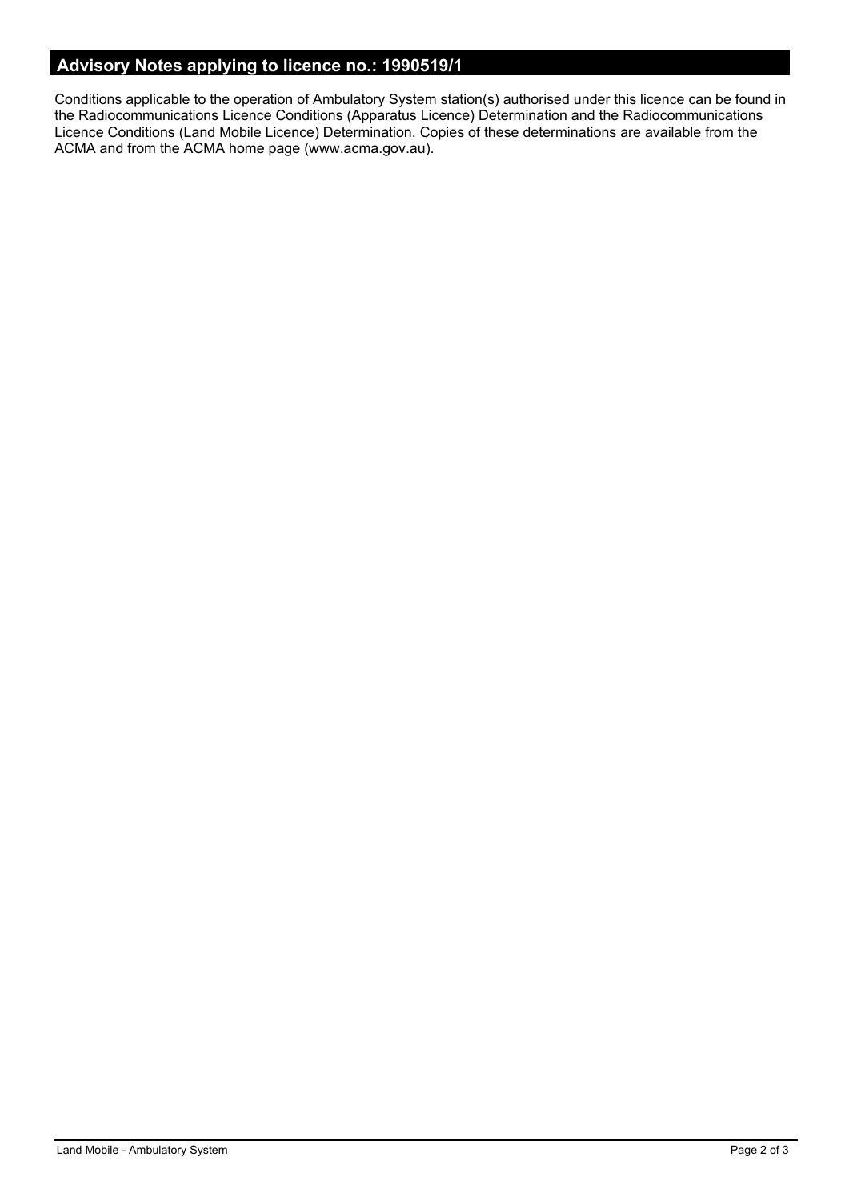## Advisory Notes applying to licence no.: 1990519/1

Conditions applicable to the operation of Ambulatory System station(s) authorised under this licence can be found in the Radiocommunications Licence Conditions (Apparatus Licence) Determination and the Radiocommunications Licence Conditions (Land Mobile Licence) Determination. Copies of these determinations are available from the ACMA and from the ACMA home page (www.acma.gov.au).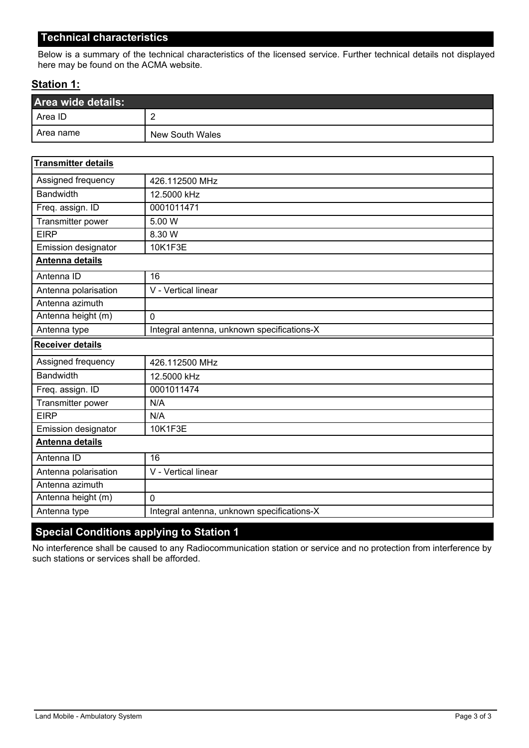## Technical characteristics

Below is a summary of the technical characteristics of the licensed service. Further technical details not displayed here may be found on the ACMA website.

### Station 1:

| Area wide details: | |
|---|---|
| Area ID | 2 |
| Area name | New South Wales |

| Transmitter details | |
|---|---|
| Assigned frequency | 426.112500 MHz |
| Bandwidth | 12.5000 kHz |
| Freq. assign. ID | 0001011471 |
| Transmitter power | 5.00 W |
| EIRP | 8.30 W |
| Emission designator | 10K1F3E |
| **Antenna details** | |
| Antenna ID | 16 |
| Antenna polarisation | V - Vertical linear |
| Antenna azimuth | |
| Antenna height (m) | 0 |
| Antenna type | Integral antenna, unknown specifications-X |

| Receiver details | |
|---|---|
| Assigned frequency | 426.112500 MHz |
| Bandwidth | 12.5000 kHz |
| Freq. assign. ID | 0001011474 |
| Transmitter power | N/A |
| EIRP | N/A |
| Emission designator | 10K1F3E |
| **Antenna details** | |
| Antenna ID | 16 |
| Antenna polarisation | V - Vertical linear |
| Antenna azimuth | |
| Antenna height (m) | 0 |
| Antenna type | Integral antenna, unknown specifications-X |

## Special Conditions applying to Station 1

No interference shall be caused to any Radiocommunication station or service and no protection from interference by such stations or services shall be afforded.